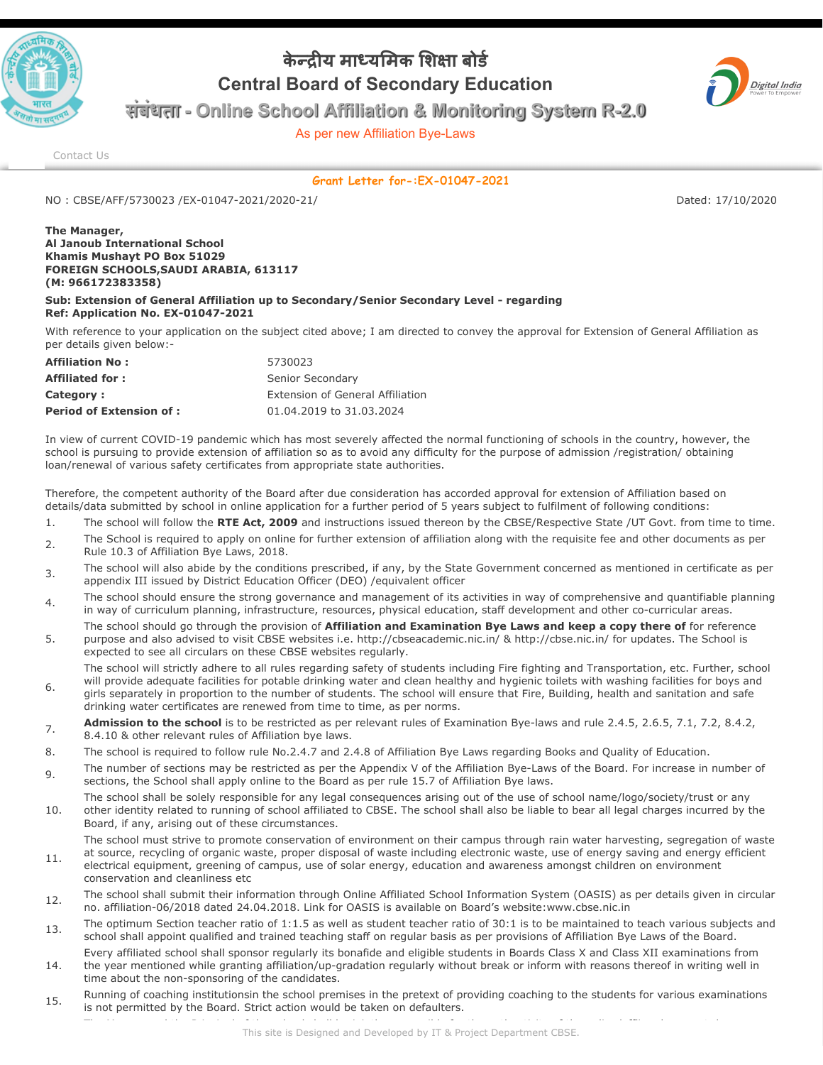# केन्द्रीय माध्यमिक शिक्षा बोर्ड
# Central Board of Secondary Education
## संबंधता - Online School Affiliation & Monitoring System R-2.0

As per new Affiliation Bye-Laws

Contact Us

### Grant Letter for-:EX-01047-2021

NO : CBSE/AFF/5730023 /EX-01047-2021/2020-21/ Dated: 17/10/2020

**The Manager,**
**Al Janoub International School**
**Khamis Mushayt PO Box 51029**
**FOREIGN SCHOOLS,SAUDI ARABIA, 613117**
**(M: 966172383358)**

**Sub: Extension of General Affiliation up to Secondary/Senior Secondary Level - regarding**
**Ref: Application No. EX-01047-2021**

With reference to your application on the subject cited above; I am directed to convey the approval for Extension of General Affiliation as per details given below:-

| | |
|---|---|
| **Affiliation No :** | 5730023 |
| **Affiliated for :** | Senior Secondary |
| **Category :** | Extension of General Affiliation |
| **Period of Extension of :** | 01.04.2019 to 31.03.2024 |

In view of current COVID-19 pandemic which has most severely affected the normal functioning of schools in the country, however, the school is pursuing to provide extension of affiliation so as to avoid any difficulty for the purpose of admission /registration/ obtaining loan/renewal of various safety certificates from appropriate state authorities.

Therefore, the competent authority of the Board after due consideration has accorded approval for extension of Affiliation based on details/data submitted by school in online application for a further period of 5 years subject to fulfilment of following conditions:

1. The school will follow the **RTE Act, 2009** and instructions issued thereon by the CBSE/Respective State /UT Govt. from time to time.
2. The School is required to apply on online for further extension of affiliation along with the requisite fee and other documents as per Rule 10.3 of Affiliation Bye Laws, 2018.
3. The school will also abide by the conditions prescribed, if any, by the State Government concerned as mentioned in certificate as per appendix III issued by District Education Officer (DEO) /equivalent officer
4. The school should ensure the strong governance and management of its activities in way of comprehensive and quantifiable planning in way of curriculum planning, infrastructure, resources, physical education, staff development and other co-curricular areas.
5. The school should go through the provision of **Affiliation and Examination Bye Laws and keep a copy there of** for reference purpose and also advised to visit CBSE websites i.e. http://cbseacademic.nic.in/ & http://cbse.nic.in/ for updates. The School is expected to see all circulars on these CBSE websites regularly.
6. The school will strictly adhere to all rules regarding safety of students including Fire fighting and Transportation, etc. Further, school will provide adequate facilities for potable drinking water and clean healthy and hygienic toilets with washing facilities for boys and girls separately in proportion to the number of students. The school will ensure that Fire, Building, health and sanitation and safe drinking water certificates are renewed from time to time, as per norms.
7. **Admission to the school** is to be restricted as per relevant rules of Examination Bye-laws and rule 2.4.5, 2.6.5, 7.1, 7.2, 8.4.2, 8.4.10 & other relevant rules of Affiliation bye laws.
8. The school is required to follow rule No.2.4.7 and 2.4.8 of Affiliation Bye Laws regarding Books and Quality of Education.
9. The number of sections may be restricted as per the Appendix V of the Affiliation Bye-Laws of the Board. For increase in number of sections, the School shall apply online to the Board as per rule 15.7 of Affiliation Bye laws.
10. The school shall be solely responsible for any legal consequences arising out of the use of school name/logo/society/trust or any other identity related to running of school affiliated to CBSE. The school shall also be liable to bear all legal charges incurred by the Board, if any, arising out of these circumstances.
11. The school must strive to promote conservation of environment on their campus through rain water harvesting, segregation of waste at source, recycling of organic waste, proper disposal of waste including electronic waste, use of energy saving and energy efficient electrical equipment, greening of campus, use of solar energy, education and awareness amongst children on environment conservation and cleanliness etc
12. The school shall submit their information through Online Affiliated School Information System (OASIS) as per details given in circular no. affiliation-06/2018 dated 24.04.2018. Link for OASIS is available on Board's website:www.cbse.nic.in
13. The optimum Section teacher ratio of 1:1.5 as well as student teacher ratio of 30:1 is to be maintained to teach various subjects and school shall appoint qualified and trained teaching staff on regular basis as per provisions of Affiliation Bye Laws of the Board.
14. Every affiliated school shall sponsor regularly its bonafide and eligible students in Boards Class X and Class XII examinations from the year mentioned while granting affiliation/up-gradation regularly without break or inform with reasons thereof in writing well in time about the non-sponsoring of the candidates.
15. Running of coaching institutionsin the school premises in the pretext of providing coaching to the students for various examinations is not permitted by the Board. Strict action would be taken on defaulters.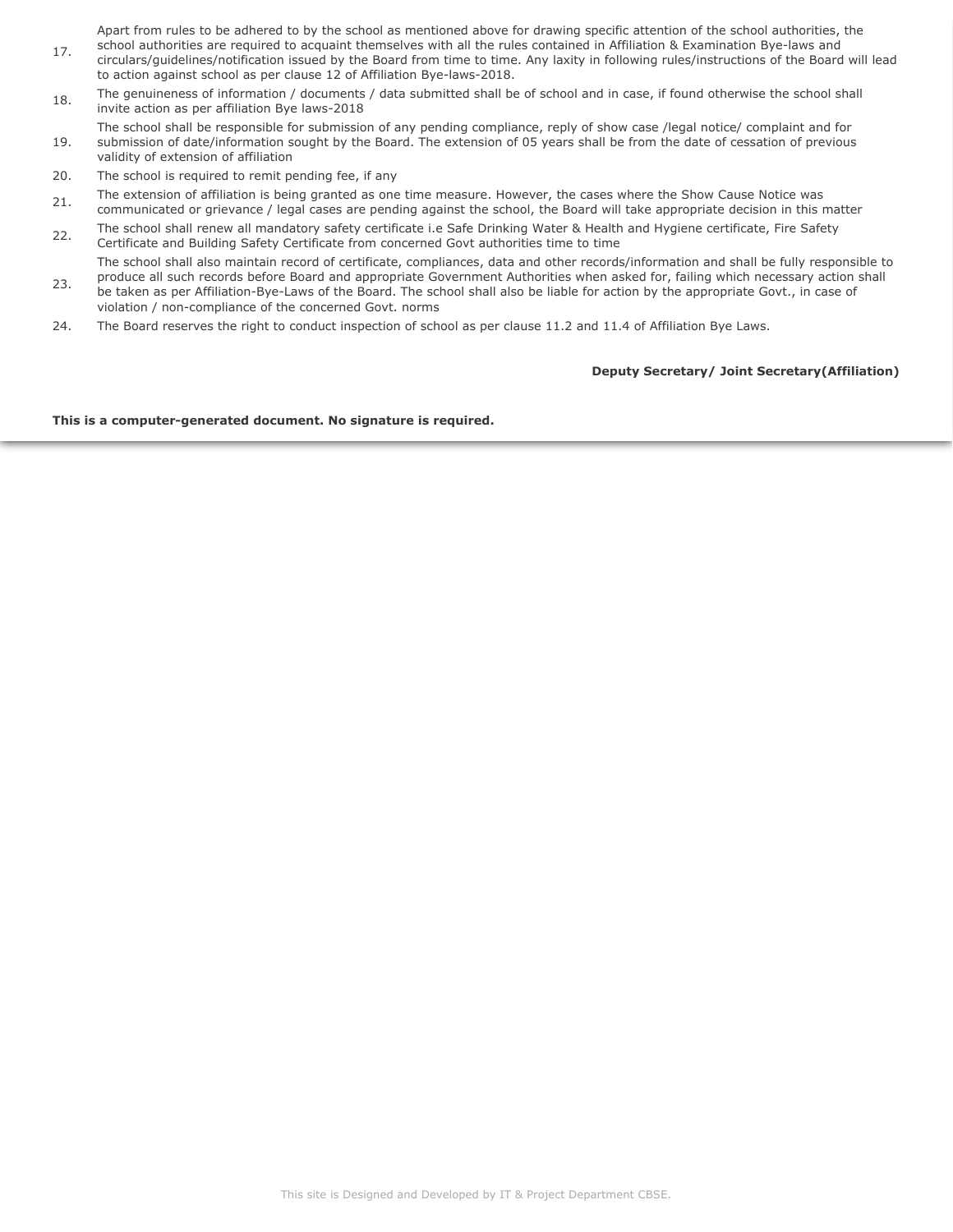17. Apart from rules to be adhered to by the school as mentioned above for drawing specific attention of the school authorities, the school authorities are required to acquaint themselves with all the rules contained in Affiliation & Examination Bye-laws and circulars/guidelines/notification issued by the Board from time to time. Any laxity in following rules/instructions of the Board will lead to action against school as per clause 12 of Affiliation Bye-laws-2018.
18. The genuineness of information / documents / data submitted shall be of school and in case, if found otherwise the school shall invite action as per affiliation Bye laws-2018
19. The school shall be responsible for submission of any pending compliance, reply of show case /legal notice/ complaint and for submission of date/information sought by the Board. The extension of 05 years shall be from the date of cessation of previous validity of extension of affiliation
20. The school is required to remit pending fee, if any
21. The extension of affiliation is being granted as one time measure. However, the cases where the Show Cause Notice was communicated or grievance / legal cases are pending against the school, the Board will take appropriate decision in this matter
22. The school shall renew all mandatory safety certificate i.e Safe Drinking Water & Health and Hygiene certificate, Fire Safety Certificate and Building Safety Certificate from concerned Govt authorities time to time
23. The school shall also maintain record of certificate, compliances, data and other records/information and shall be fully responsible to produce all such records before Board and appropriate Government Authorities when asked for, failing which necessary action shall be taken as per Affiliation-Bye-Laws of the Board. The school shall also be liable for action by the appropriate Govt., in case of violation / non-compliance of the concerned Govt. norms
24. The Board reserves the right to conduct inspection of school as per clause 11.2 and 11.4 of Affiliation Bye Laws.

**Deputy Secretary/ Joint Secretary(Affiliation)**

**This is a computer-generated document. No signature is required.**

This site is Designed and Developed by IT & Project Department CBSE.